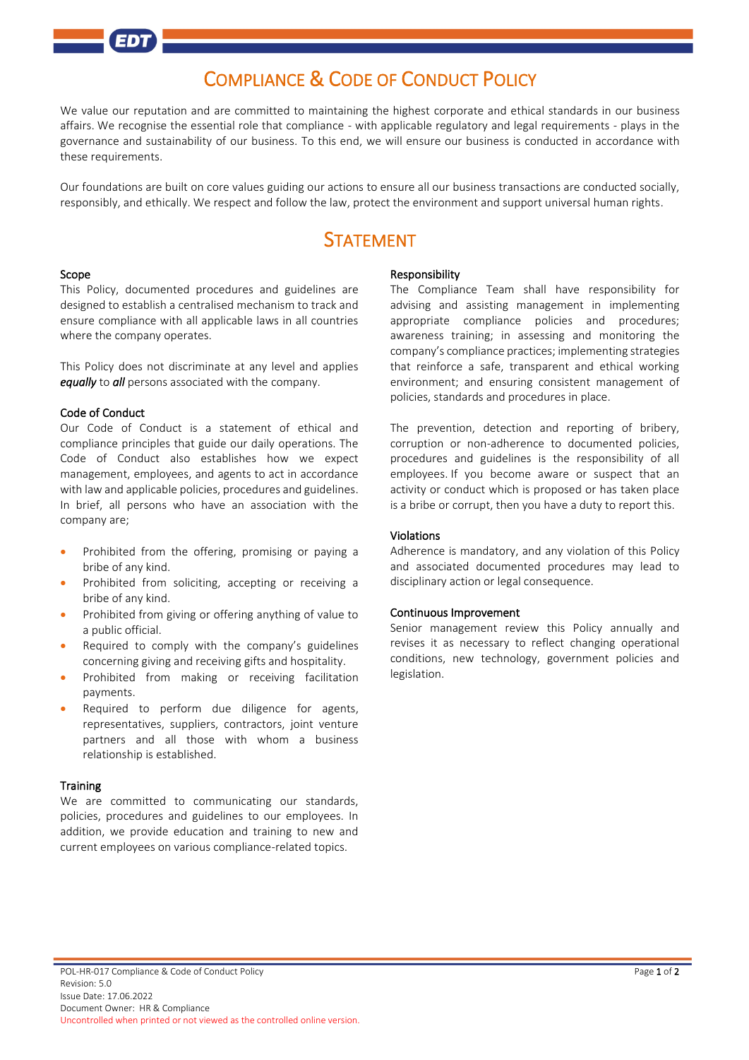# Compliance & Code of Conduct Policy

We value our reputation and are committed to maintaining the highest corporate and ethical standards in our business affairs. We recognise the essential role that compliance - with applicable regulatory and legal requirements - plays in the governance and sustainability of our business. To this end, we will ensure our business is conducted in accordance with these requirements.

Our foundations are built on core values guiding our actions to ensure all our business transactions are conducted socially, responsibly, and ethically. We respect and follow the law, protect the environment and support universal human rights.

## Statement

### Scope

This Policy, documented procedures and guidelines are designed to establish a centralised mechanism to track and ensure compliance with all applicable laws in all countries where the company operates.

This Policy does not discriminate at any level and applies ***equally*** to ***all*** persons associated with the company.

### Code of Conduct

Our Code of Conduct is a statement of ethical and compliance principles that guide our daily operations. The Code of Conduct also establishes how we expect management, employees, and agents to act in accordance with law and applicable policies, procedures and guidelines. In brief, all persons who have an association with the company are;

- Prohibited from the offering, promising or paying a bribe of any kind.
- Prohibited from soliciting, accepting or receiving a bribe of any kind.
- Prohibited from giving or offering anything of value to a public official.
- Required to comply with the company's guidelines concerning giving and receiving gifts and hospitality.
- Prohibited from making or receiving facilitation payments.
- Required to perform due diligence for agents, representatives, suppliers, contractors, joint venture partners and all those with whom a business relationship is established.

### Training

We are committed to communicating our standards, policies, procedures and guidelines to our employees. In addition, we provide education and training to new and current employees on various compliance-related topics.

### Responsibility

The Compliance Team shall have responsibility for advising and assisting management in implementing appropriate compliance policies and procedures; awareness training; in assessing and monitoring the company's compliance practices; implementing strategies that reinforce a safe, transparent and ethical working environment; and ensuring consistent management of policies, standards and procedures in place.

The prevention, detection and reporting of bribery, corruption or non-adherence to documented policies, procedures and guidelines is the responsibility of all employees. If you become aware or suspect that an activity or conduct which is proposed or has taken place is a bribe or corrupt, then you have a duty to report this.

### Violations

Adherence is mandatory, and any violation of this Policy and associated documented procedures may lead to disciplinary action or legal consequence.

### Continuous Improvement

Senior management review this Policy annually and revises it as necessary to reflect changing operational conditions, new technology, government policies and legislation.

POL-HR-017 Compliance & Code of Conduct Policy
Revision: 5.0
Issue Date: 17.06.2022
Document Owner: HR & Compliance
Uncontrolled when printed or not viewed as the controlled online version.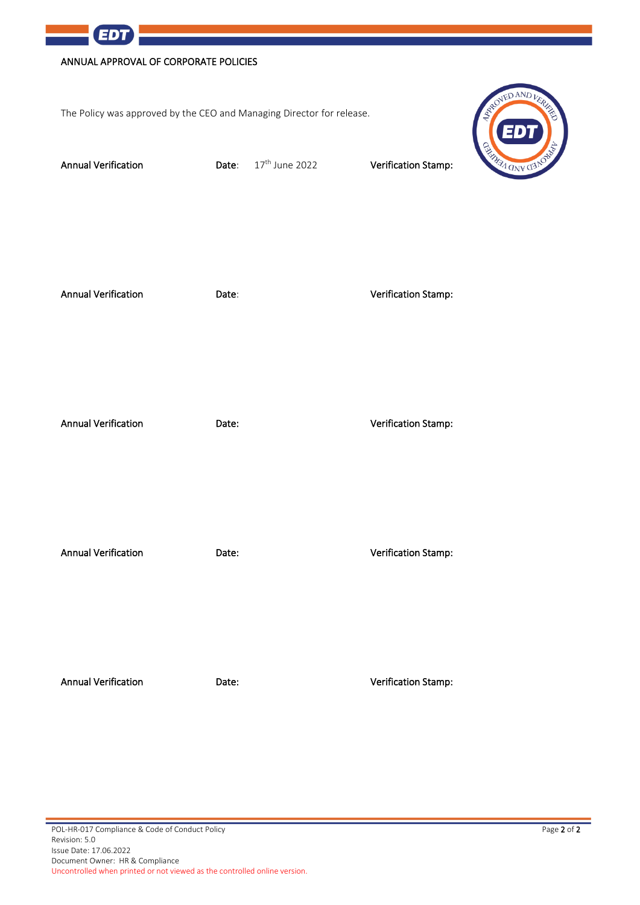ANNUAL APPROVAL OF CORPORATE POLICIES

The Policy was approved by the CEO and Managing Director for release.

**Annual Verification** **Date:** 17th June 2022 **Verification Stamp:**

**Annual Verification** **Date:** **Verification Stamp:**

**Annual Verification** **Date:** **Verification Stamp:**

**Annual Verification** **Date:** **Verification Stamp:**

**Annual Verification** **Date:** **Verification Stamp:**

POL-HR-017 Compliance & Code of Conduct Policy
Revision: 5.0
Issue Date: 17.06.2022
Document Owner: HR & Compliance
Uncontrolled when printed or not viewed as the controlled online version.